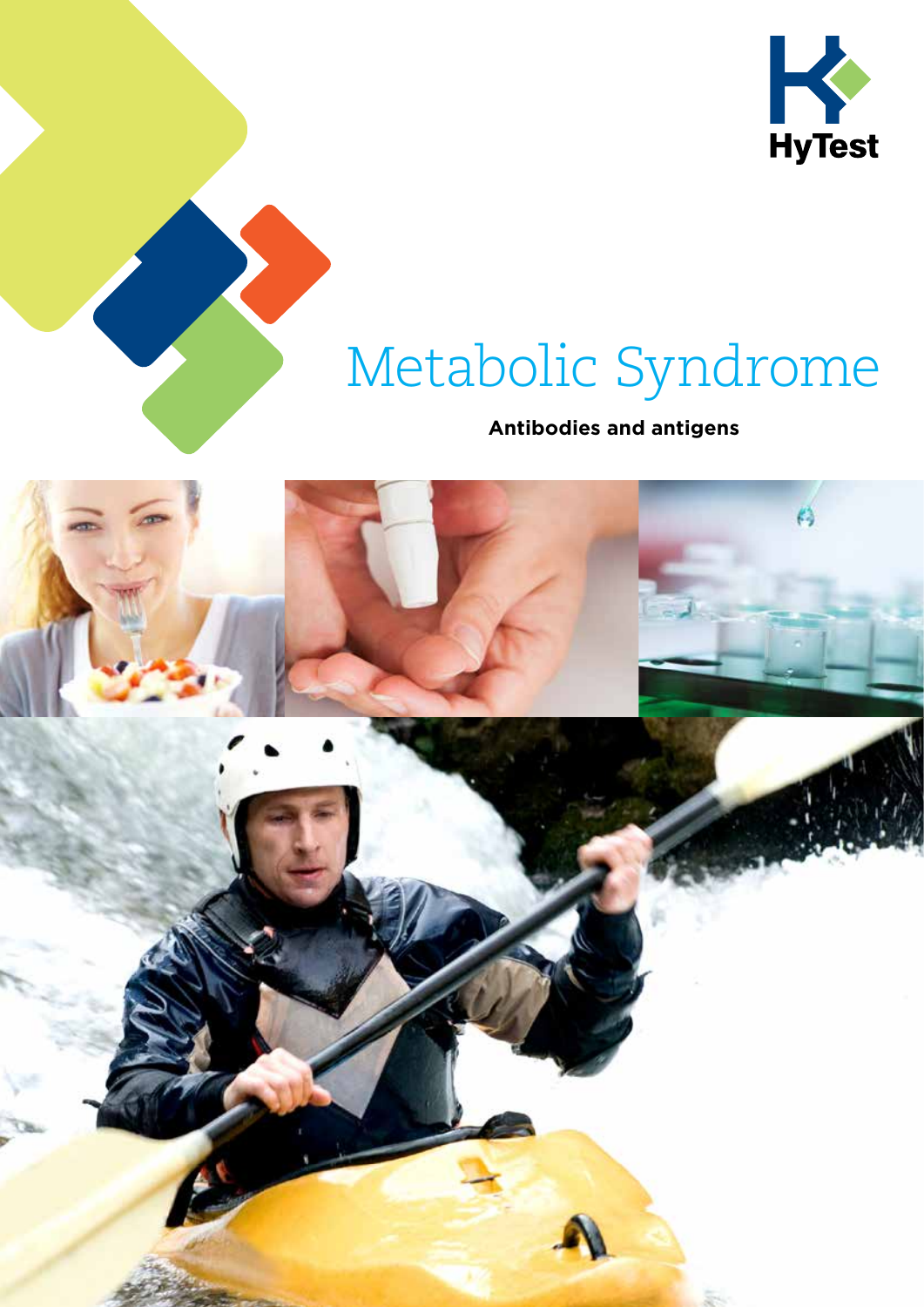HyTest

# Metabolic Syndrome

**Antibodies and antigens**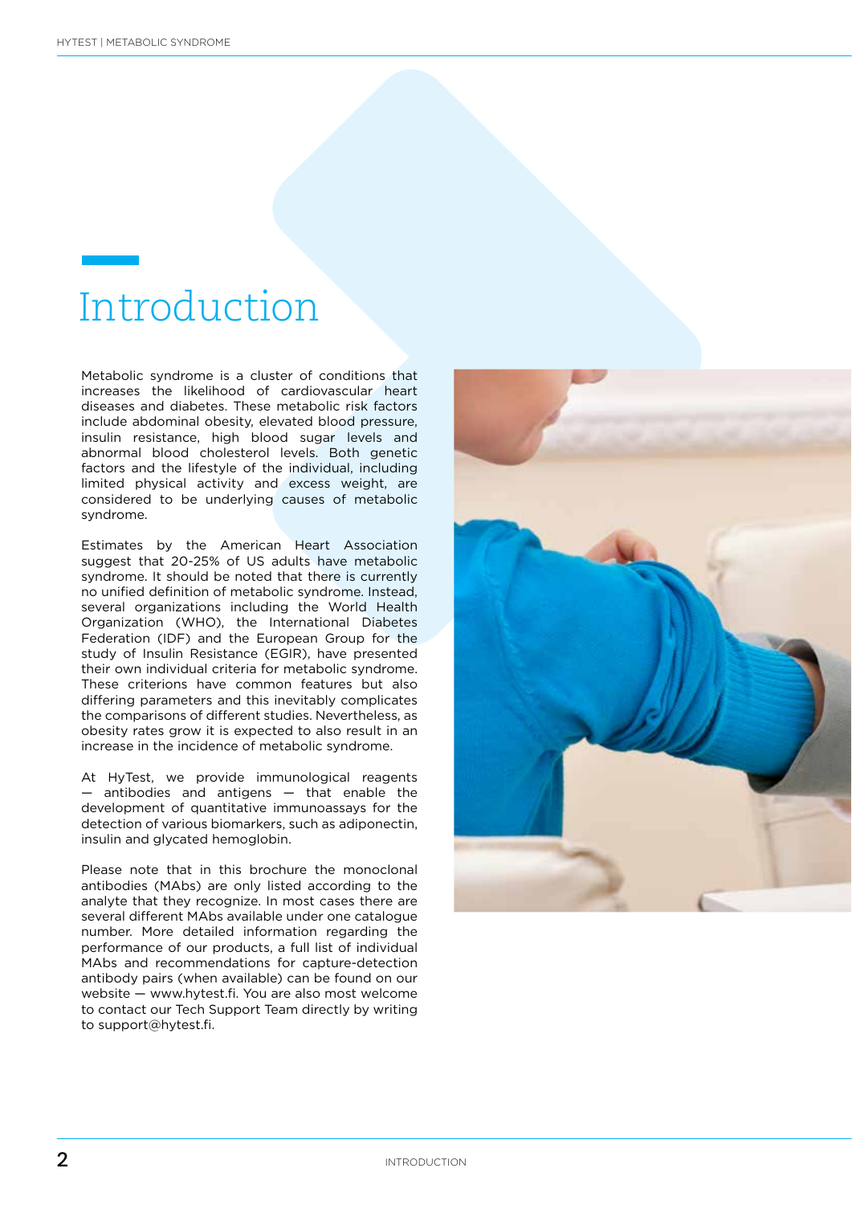# Introduction

Metabolic syndrome is a cluster of conditions that increases the likelihood of cardiovascular heart diseases and diabetes. These metabolic risk factors include abdominal obesity, elevated blood pressure, insulin resistance, high blood sugar levels and abnormal blood cholesterol levels. Both genetic factors and the lifestyle of the individual, including limited physical activity and excess weight, are considered to be underlying causes of metabolic syndrome.

Estimates by the American Heart Association suggest that 20-25% of US adults have metabolic syndrome. It should be noted that there is currently no unified definition of metabolic syndrome. Instead, several organizations including the World Health Organization (WHO), the International Diabetes Federation (IDF) and the European Group for the study of Insulin Resistance (EGIR), have presented their own individual criteria for metabolic syndrome. These criterions have common features but also differing parameters and this inevitably complicates the comparisons of different studies. Nevertheless, as obesity rates grow it is expected to also result in an increase in the incidence of metabolic syndrome.

At HyTest, we provide immunological reagents — antibodies and antigens — that enable the development of quantitative immunoassays for the detection of various biomarkers, such as adiponectin, insulin and glycated hemoglobin.

Please note that in this brochure the monoclonal antibodies (MAbs) are only listed according to the analyte that they recognize. In most cases there are several different MAbs available under one catalogue number. More detailed information regarding the performance of our products, a full list of individual MAbs and recommendations for capture-detection antibody pairs (when available) can be found on our website — www.hytest.fi. You are also most welcome to contact our Tech Support Team directly by writing to support@hytest.fi.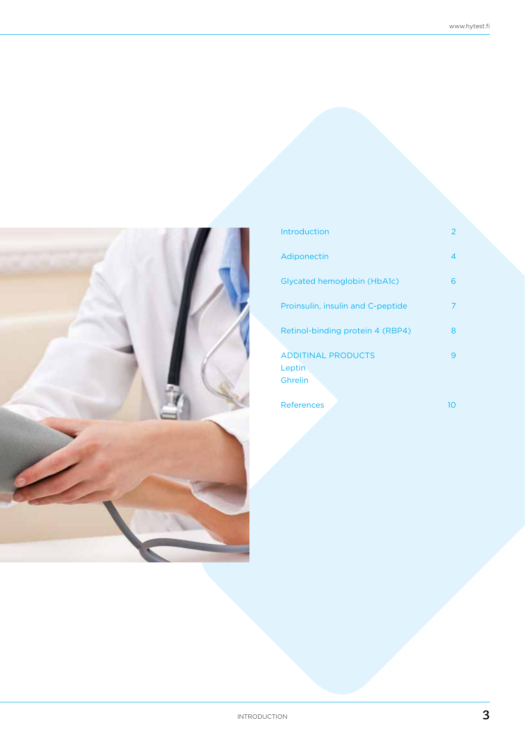| | |
|---|---|
| Introduction | 2 |
| Adiponectin | 4 |
| Glycated hemoglobin (HbA1c) | 6 |
| Proinsulin, insulin and C-peptide | 7 |
| Retinol-binding protein 4 (RBP4) | 8 |
| ADDITINAL PRODUCTS<br>Leptin<br>Ghrelin | 9 |
| References | 10 |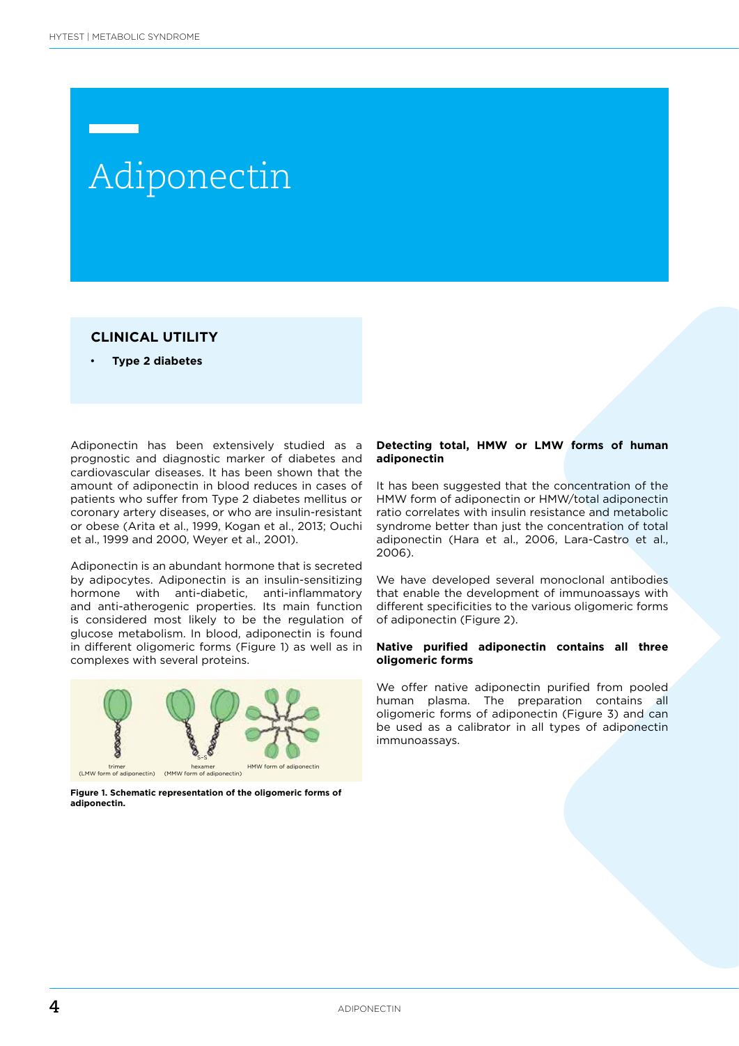# Adiponectin

## CLINICAL UTILITY

- **Type 2 diabetes**

Adiponectin has been extensively studied as a prognostic and diagnostic marker of diabetes and cardiovascular diseases. It has been shown that the amount of adiponectin in blood reduces in cases of patients who suffer from Type 2 diabetes mellitus or coronary artery diseases, or who are insulin-resistant or obese (Arita et al., 1999, Kogan et al., 2013; Ouchi et al., 1999 and 2000, Weyer et al., 2001).

Adiponectin is an abundant hormone that is secreted by adipocytes. Adiponectin is an insulin-sensitizing hormone with anti-diabetic, anti-inflammatory and anti-atherogenic properties. Its main function is considered most likely to be the regulation of glucose metabolism. In blood, adiponectin is found in different oligomeric forms (Figure 1) as well as in complexes with several proteins.

trimer (LMW form of adiponectin) hexamer (MMW form of adiponectin) HMW form of adiponectin

**Figure 1. Schematic representation of the oligomeric forms of adiponectin.**

**Detecting total, HMW or LMW forms of human adiponectin**

It has been suggested that the concentration of the HMW form of adiponectin or HMW/total adiponectin ratio correlates with insulin resistance and metabolic syndrome better than just the concentration of total adiponectin (Hara et al., 2006, Lara-Castro et al., 2006).

We have developed several monoclonal antibodies that enable the development of immunoassays with different specificities to the various oligomeric forms of adiponectin (Figure 2).

**Native purified adiponectin contains all three oligomeric forms**

We offer native adiponectin purified from pooled human plasma. The preparation contains all oligomeric forms of adiponectin (Figure 3) and can be used as a calibrator in all types of adiponectin immunoassays.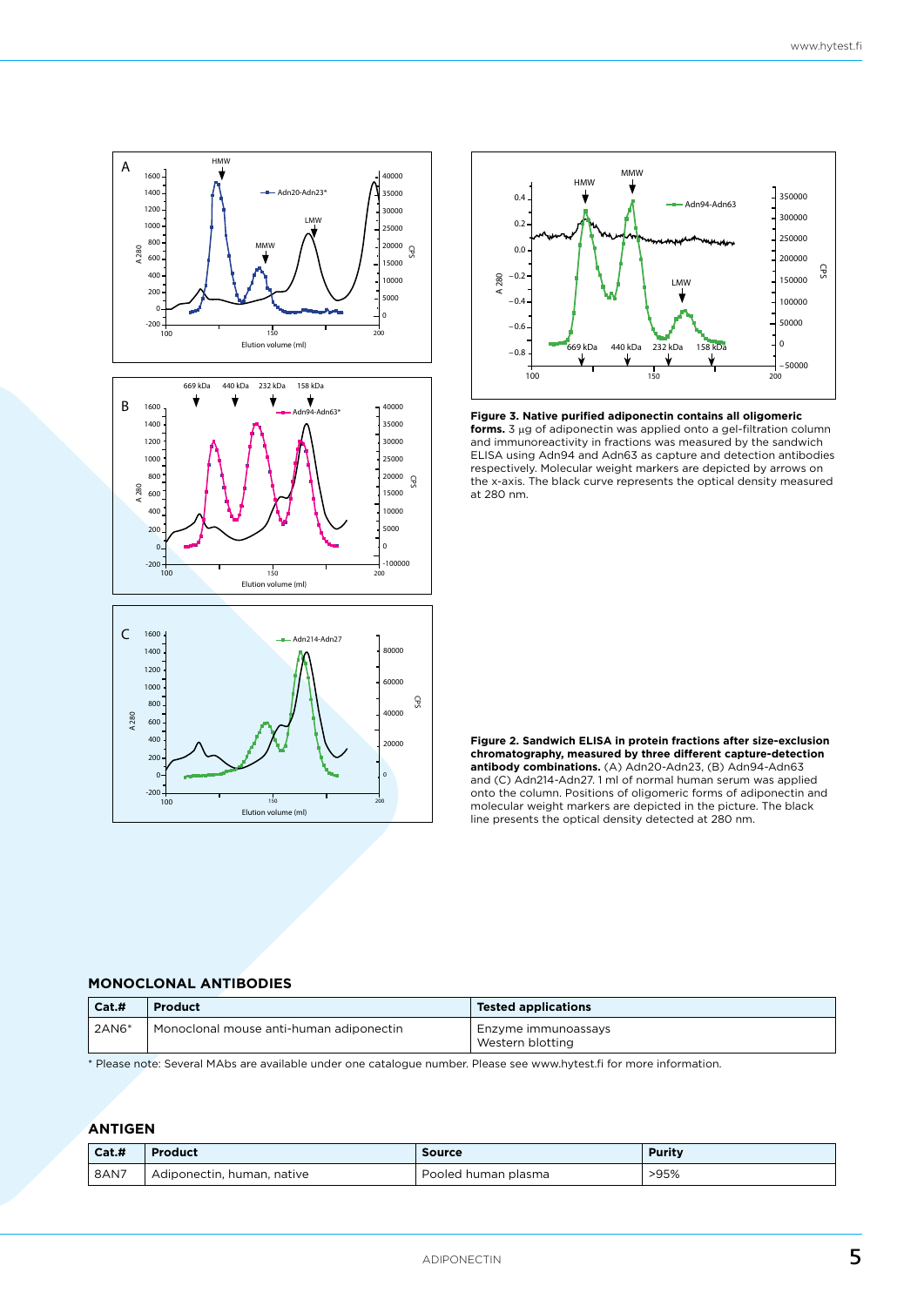**Figure 3. Native purified adiponectin contains all oligomeric forms.** 3 µg of adiponectin was applied onto a gel-filtration column and immunoreactivity in fractions was measured by the sandwich ELISA using Adn94 and Adn63 as capture and detection antibodies respectively. Molecular weight markers are depicted by arrows on the x-axis. The black curve represents the optical density measured at 280 nm.

**Figure 2. Sandwich ELISA in protein fractions after size-exclusion chromatography, measured by three different capture-detection antibody combinations.** (A) Adn20-Adn23, (B) Adn94-Adn63 and (C) Adn214-Adn27. 1 ml of normal human serum was applied onto the column. Positions of oligomeric forms of adiponectin and molecular weight markers are depicted in the picture. The black line presents the optical density detected at 280 nm.

## MONOCLONAL ANTIBODIES

| Cat.# | Product | Tested applications |
|---|---|---|
| 2AN6* | Monoclonal mouse anti-human adiponectin | Enzyme immunoassays<br>Western blotting |

* Please note: Several MAbs are available under one catalogue number. Please see www.hytest.fi for more information.

## ANTIGEN

| Cat.# | Product | Source | Purity |
|---|---|---|---|
| 8AN7 | Adiponectin, human, native | Pooled human plasma | >95% |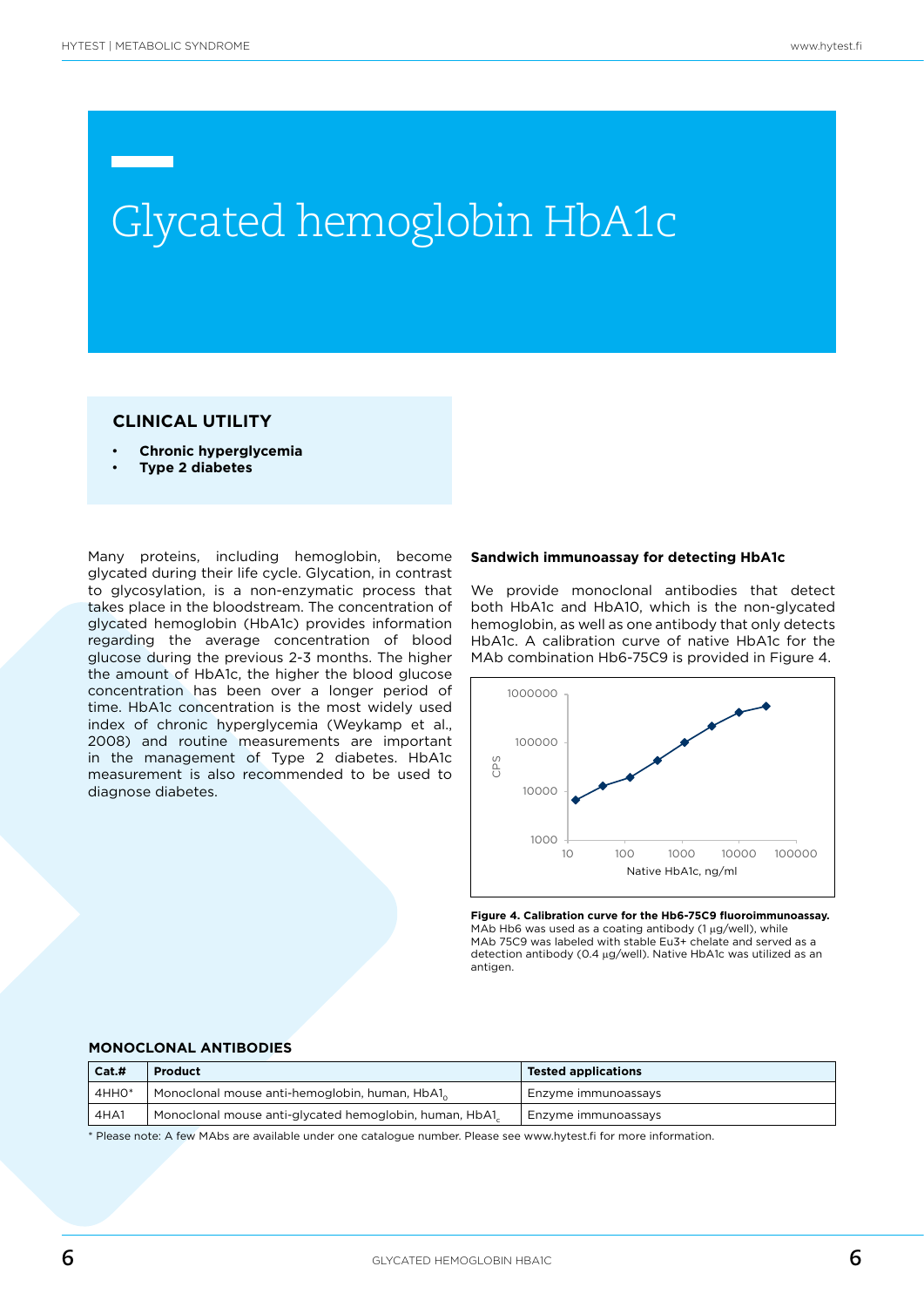# Glycated hemoglobin HbA1c

## CLINICAL UTILITY

- **Chronic hyperglycemia**
- **Type 2 diabetes**

Many proteins, including hemoglobin, become glycated during their life cycle. Glycation, in contrast to glycosylation, is a non-enzymatic process that takes place in the bloodstream. The concentration of glycated hemoglobin (HbA1c) provides information regarding the average concentration of blood glucose during the previous 2-3 months. The higher the amount of HbA1c, the higher the blood glucose concentration has been over a longer period of time. HbA1c concentration is the most widely used index of chronic hyperglycemia (Weykamp et al., 2008) and routine measurements are important in the management of Type 2 diabetes. HbA1c measurement is also recommended to be used to diagnose diabetes.

### Sandwich immunoassay for detecting HbA1c

We provide monoclonal antibodies that detect both HbA1c and HbA10, which is the non-glycated hemoglobin, as well as one antibody that only detects HbA1c. A calibration curve of native HbA1c for the MAb combination Hb6-75C9 is provided in Figure 4.

**Figure 4. Calibration curve for the Hb6-75C9 fluoroimmunoassay.** MAb Hb6 was used as a coating antibody (1 µg/well), while MAb 75C9 was labeled with stable Eu3+ chelate and served as a detection antibody (0.4 µg/well). Native HbA1c was utilized as an antigen.

## MONOCLONAL ANTIBODIES

| Cat.# | Product | Tested applications |
|---|---|---|
| 4HHO* | Monoclonal mouse anti-hemoglobin, human, $HbA1_0$ | Enzyme immunoassays |
| 4HA1 | Monoclonal mouse anti-glycated hemoglobin, human, $HbA1_c$ | Enzyme immunoassays |

* Please note: A few MAbs are available under one catalogue number. Please see www.hytest.fi for more information.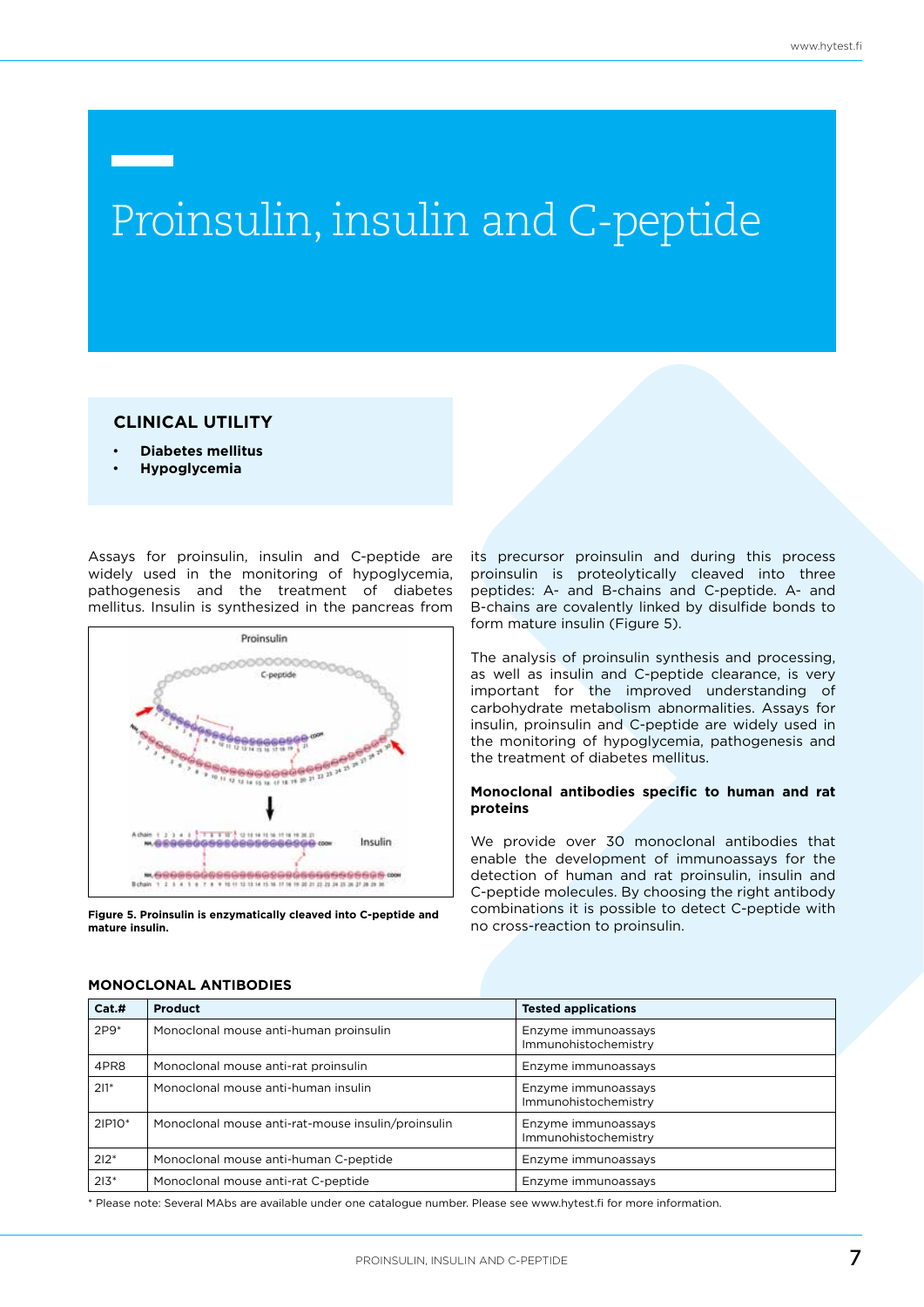# Proinsulin, insulin and C-peptide

## CLINICAL UTILITY

- **Diabetes mellitus**
- **Hypoglycemia**

Assays for proinsulin, insulin and C-peptide are widely used in the monitoring of hypoglycemia, pathogenesis and the treatment of diabetes mellitus. Insulin is synthesized in the pancreas from its precursor proinsulin and during this process proinsulin is proteolytically cleaved into three peptides: A- and B-chains and C-peptide. A- and B-chains are covalently linked by disulfide bonds to form mature insulin (Figure 5).

**Figure 5. Proinsulin is enzymatically cleaved into C-peptide and mature insulin.**

The analysis of proinsulin synthesis and processing, as well as insulin and C-peptide clearance, is very important for the improved understanding of carbohydrate metabolism abnormalities. Assays for insulin, proinsulin and C-peptide are widely used in the monitoring of hypoglycemia, pathogenesis and the treatment of diabetes mellitus.

### Monoclonal antibodies specific to human and rat proteins

We provide over 30 monoclonal antibodies that enable the development of immunoassays for the detection of human and rat proinsulin, insulin and C-peptide molecules. By choosing the right antibody combinations it is possible to detect C-peptide with no cross-reaction to proinsulin.

## MONOCLONAL ANTIBODIES

| Cat.# | Product | Tested applications |
|---|---|---|
| 2P9* | Monoclonal mouse anti-human proinsulin | Enzyme immunoassays<br>Immunohistochemistry |
| 4PR8 | Monoclonal mouse anti-rat proinsulin | Enzyme immunoassays |
| 2I1* | Monoclonal mouse anti-human insulin | Enzyme immunoassays<br>Immunohistochemistry |
| 2IP10* | Monoclonal mouse anti-rat-mouse insulin/proinsulin | Enzyme immunoassays<br>Immunohistochemistry |
| 2I2* | Monoclonal mouse anti-human C-peptide | Enzyme immunoassays |
| 2I3* | Monoclonal mouse anti-rat C-peptide | Enzyme immunoassays |

* Please note: Several MAbs are available under one catalogue number. Please see www.hytest.fi for more information.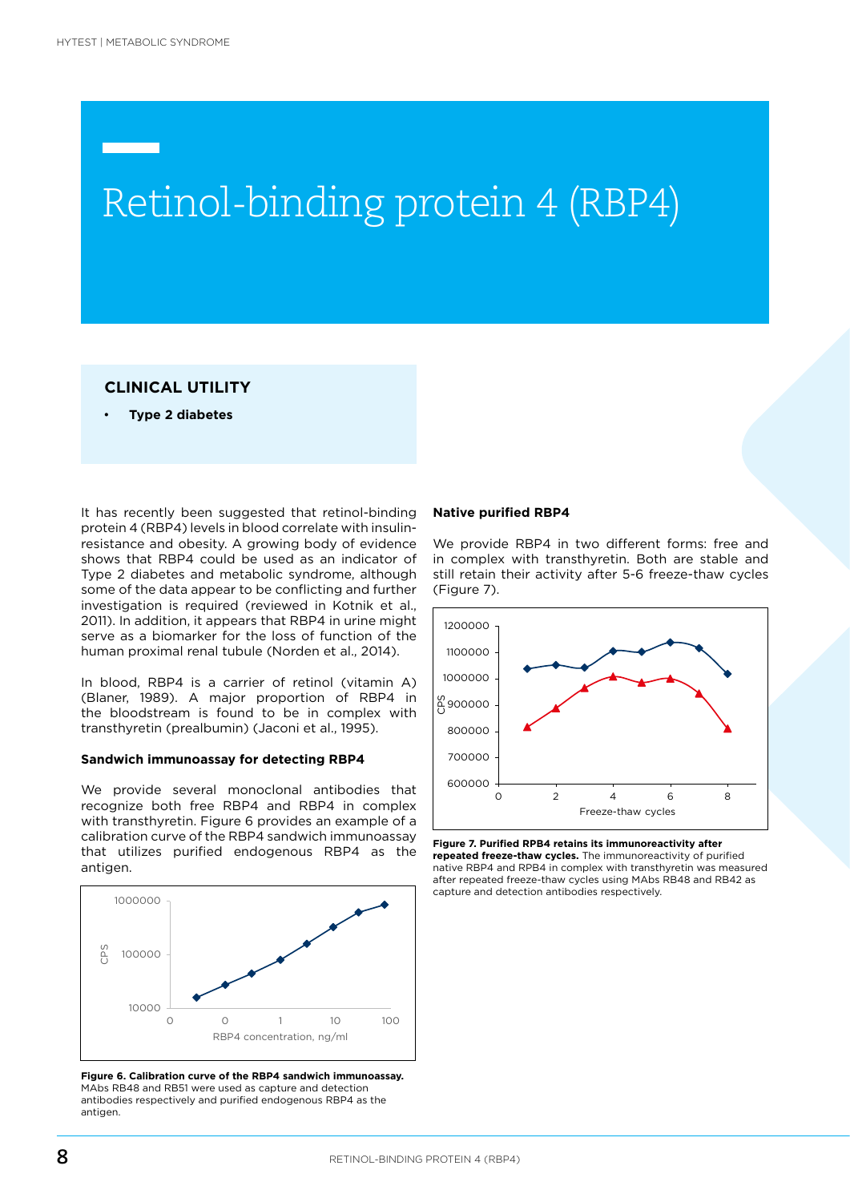# Retinol-binding protein 4 (RBP4)

## CLINICAL UTILITY

- **Type 2 diabetes**

It has recently been suggested that retinol-binding protein 4 (RBP4) levels in blood correlate with insulin-resistance and obesity. A growing body of evidence shows that RBP4 could be used as an indicator of Type 2 diabetes and metabolic syndrome, although some of the data appear to be conflicting and further investigation is required (reviewed in Kotnik et al., 2011). In addition, it appears that RBP4 in urine might serve as a biomarker for the loss of function of the human proximal renal tubule (Norden et al., 2014).

In blood, RBP4 is a carrier of retinol (vitamin A) (Blaner, 1989). A major proportion of RBP4 in the bloodstream is found to be in complex with transthyretin (prealbumin) (Jaconi et al., 1995).

### Sandwich immunoassay for detecting RBP4

We provide several monoclonal antibodies that recognize both free RBP4 and RBP4 in complex with transthyretin. Figure 6 provides an example of a calibration curve of the RBP4 sandwich immunoassay that utilizes purified endogenous RBP4 as the antigen.

**Figure 6. Calibration curve of the RBP4 sandwich immunoassay.** MAbs RB48 and RB51 were used as capture and detection antibodies respectively and purified endogenous RBP4 as the antigen.

### Native purified RBP4

We provide RBP4 in two different forms: free and in complex with transthyretin. Both are stable and still retain their activity after 5-6 freeze-thaw cycles (Figure 7).

**Figure 7. Purified RPB4 retains its immunoreactivity after repeated freeze-thaw cycles.** The immunoreactivity of purified native RBP4 and RPB4 in complex with transthyretin was measured after repeated freeze-thaw cycles using MAbs RB48 and RB42 as capture and detection antibodies respectively.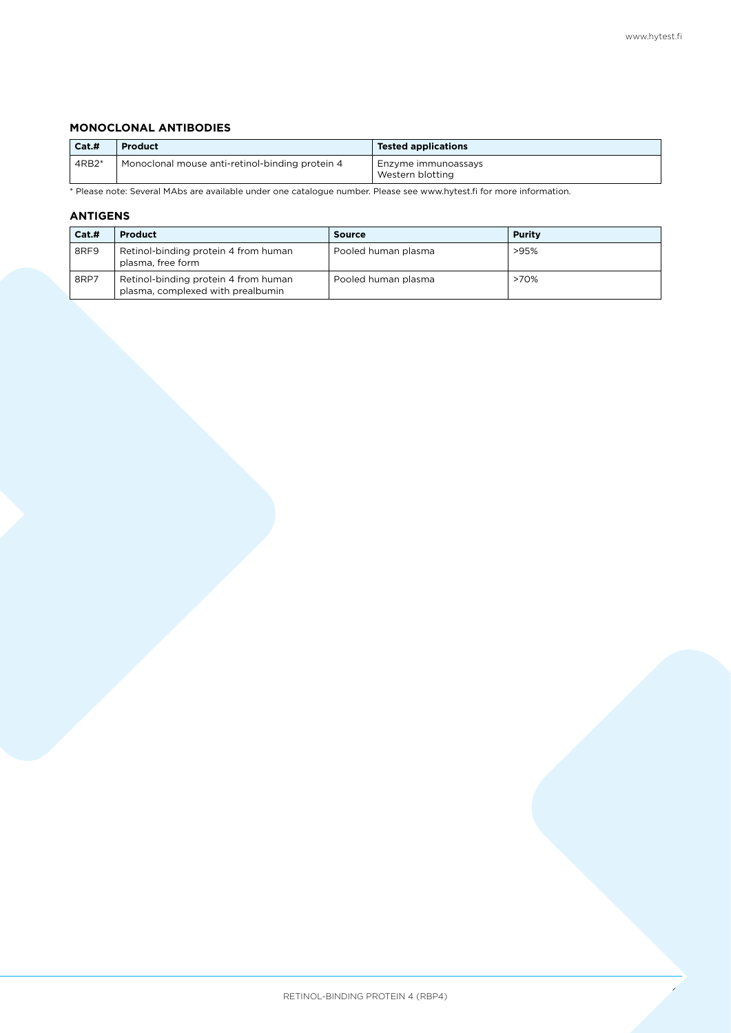## MONOCLONAL ANTIBODIES

| Cat.# | Product | Tested applications |
|---|---|---|
| 4RB2* | Monoclonal mouse anti-retinol-binding protein 4 | Enzyme immunoassays<br>Western blotting |

* Please note: Several MAbs are available under one catalogue number. Please see www.hytest.fi for more information.

## ANTIGENS

| Cat.# | Product | Source | Purity |
|---|---|---|---|
| 8RF9 | Retinol-binding protein 4 from human plasma, free form | Pooled human plasma | >95% |
| 8RP7 | Retinol-binding protein 4 from human plasma, complexed with prealbumin | Pooled human plasma | >70% |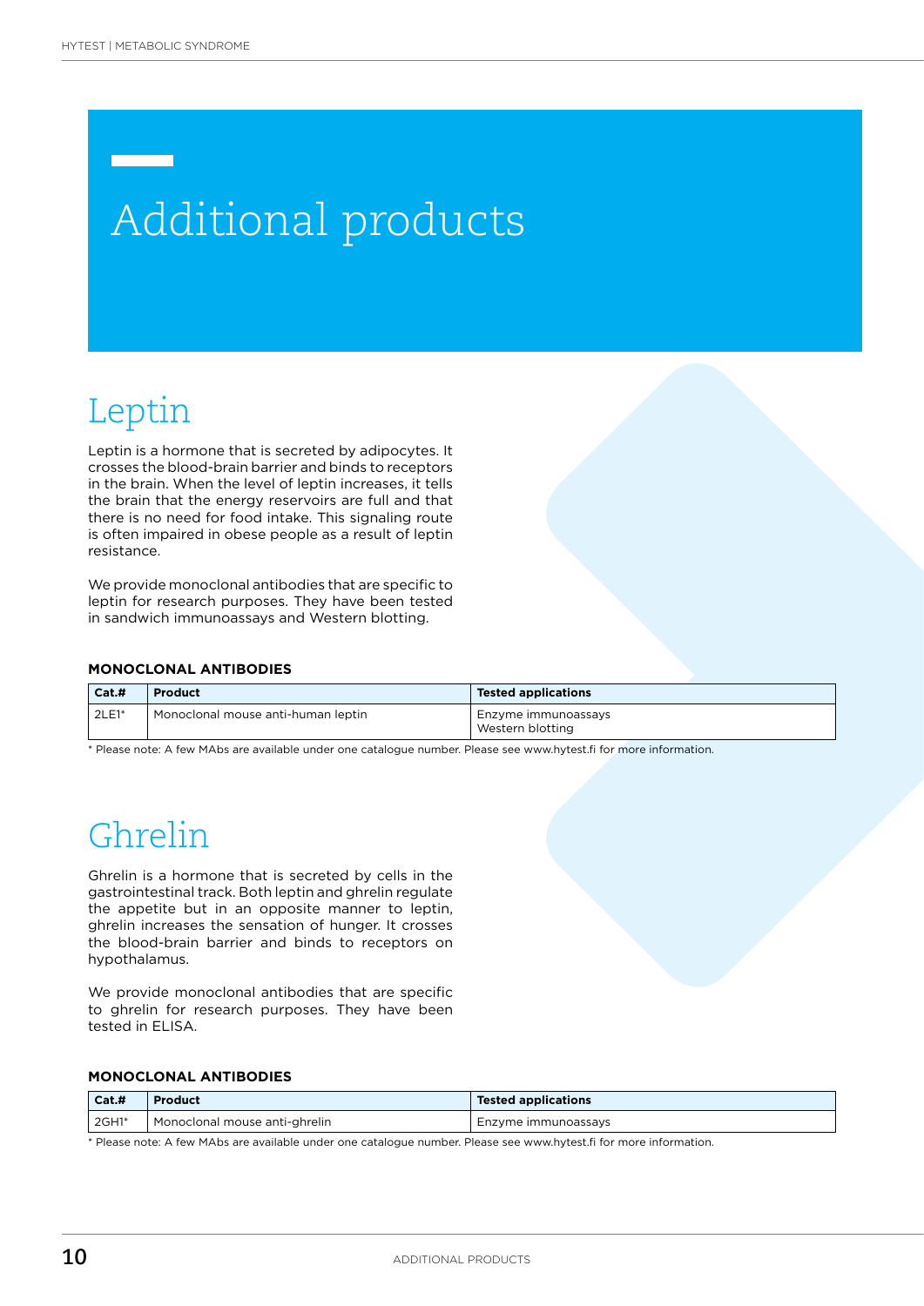# Additional products

## Leptin

Leptin is a hormone that is secreted by adipocytes. It crosses the blood-brain barrier and binds to receptors in the brain. When the level of leptin increases, it tells the brain that the energy reservoirs are full and that there is no need for food intake. This signaling route is often impaired in obese people as a result of leptin resistance.

We provide monoclonal antibodies that are specific to leptin for research purposes. They have been tested in sandwich immunoassays and Western blotting.

### MONOCLONAL ANTIBODIES

| Cat.# | Product | Tested applications |
|---|---|---|
| 2LE1* | Monoclonal mouse anti-human leptin | Enzyme immunoassays<br>Western blotting |

* Please note: A few MAbs are available under one catalogue number. Please see www.hytest.fi for more information.

## Ghrelin

Ghrelin is a hormone that is secreted by cells in the gastrointestinal track. Both leptin and ghrelin regulate the appetite but in an opposite manner to leptin, ghrelin increases the sensation of hunger. It crosses the blood-brain barrier and binds to receptors on hypothalamus.

We provide monoclonal antibodies that are specific to ghrelin for research purposes. They have been tested in ELISA.

### MONOCLONAL ANTIBODIES

| Cat.# | Product | Tested applications |
|---|---|---|
| 2GH1* | Monoclonal mouse anti-ghrelin | Enzyme immunoassays |

* Please note: A few MAbs are available under one catalogue number. Please see www.hytest.fi for more information.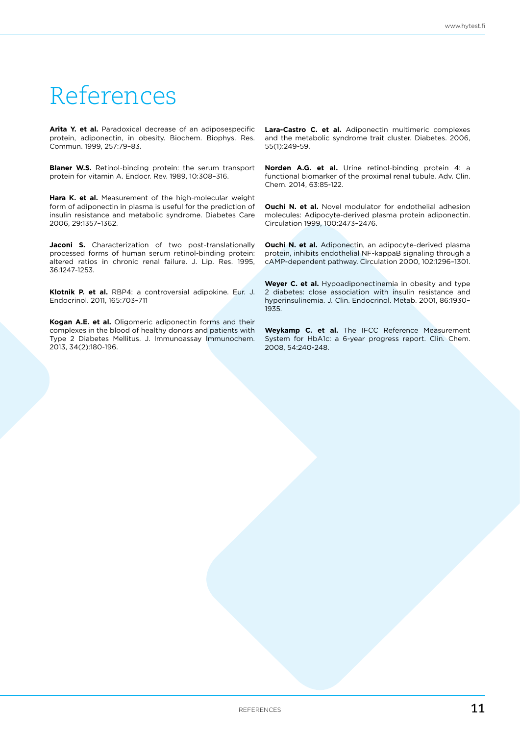# References

**Arita Y. et al.** Paradoxical decrease of an adiposespecific protein, adiponectin, in obesity. Biochem. Biophys. Res. Commun. 1999, 257:79–83.

**Blaner W.S.** Retinol-binding protein: the serum transport protein for vitamin A. Endocr. Rev. 1989, 10:308–316.

**Hara K. et al.** Measurement of the high-molecular weight form of adiponectin in plasma is useful for the prediction of insulin resistance and metabolic syndrome. Diabetes Care 2006, 29:1357–1362.

**Jaconi S.** Characterization of two post-translationally processed forms of human serum retinol-binding protein: altered ratios in chronic renal failure. J. Lip. Res. 1995, 36:1247-1253.

**Klotnik P. et al.** RBP4: a controversial adipokine. Eur. J. Endocrinol. 2011, 165:703–711

**Kogan A.E. et al.** Oligomeric adiponectin forms and their complexes in the blood of healthy donors and patients with Type 2 Diabetes Mellitus. J. Immunoassay Immunochem. 2013, 34(2):180-196.

**Lara-Castro C. et al.** Adiponectin multimeric complexes and the metabolic syndrome trait cluster. Diabetes. 2006, 55(1):249-59.

**Norden A.G. et al.** Urine retinol-binding protein 4: a functional biomarker of the proximal renal tubule. Adv. Clin. Chem. 2014, 63:85-122.

**Ouchi N. et al.** Novel modulator for endothelial adhesion molecules: Adipocyte-derived plasma protein adiponectin. Circulation 1999, 100:2473–2476.

**Ouchi N. et al.** Adiponectin, an adipocyte-derived plasma protein, inhibits endothelial NF-kappaB signaling through a cAMP-dependent pathway. Circulation 2000, 102:1296–1301.

**Weyer C. et al.** Hypoadiponectinemia in obesity and type 2 diabetes: close association with insulin resistance and hyperinsulinemia. J. Clin. Endocrinol. Metab. 2001, 86:1930–1935.

**Weykamp C. et al.** The IFCC Reference Measurement System for HbA1c: a 6-year progress report. Clin. Chem. 2008, 54:240-248.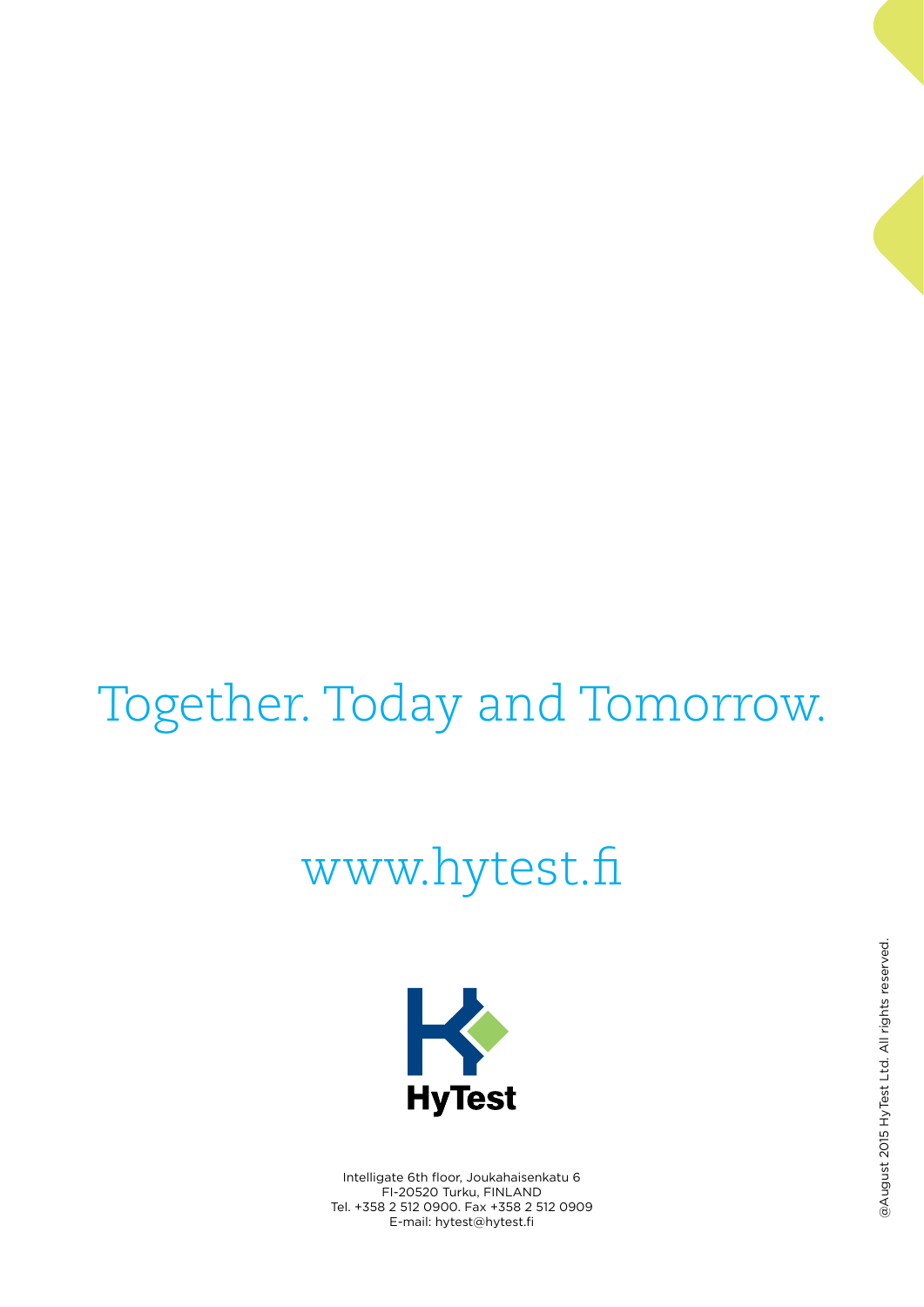Together. Today and Tomorrow.

www.hytest.fi

HyTest

Intelligate 6th floor, Joukahaisenkatu 6
FI-20520 Turku, FINLAND
Tel. +358 2 512 0900. Fax +358 2 512 0909
E-mail: hytest@hytest.fi

@August 2015 HyTest Ltd. All rights reserved.